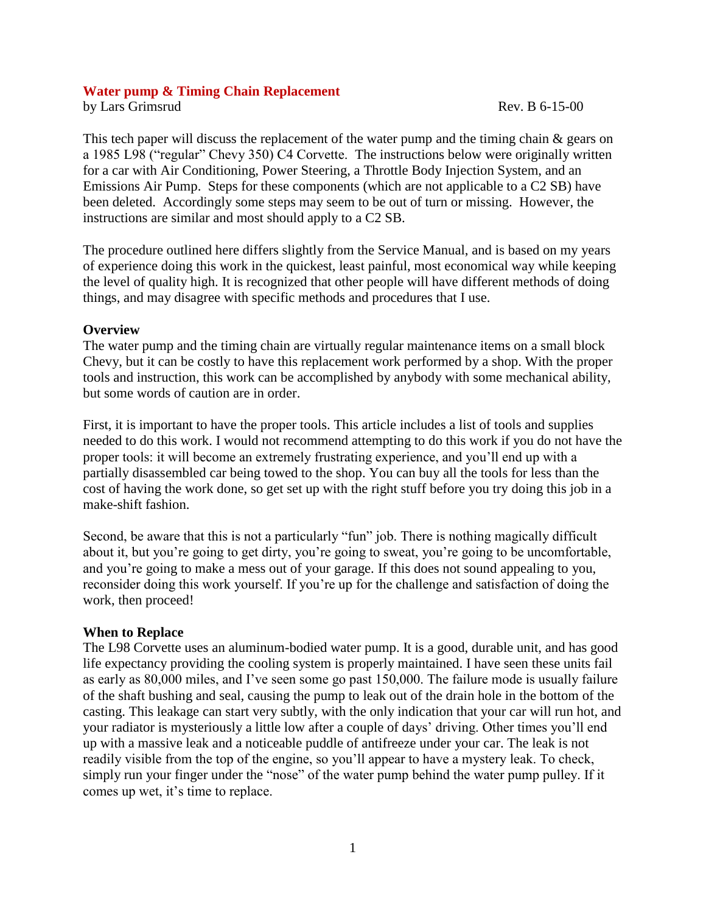# Water pump & Timing Chain Replacement

by Lars Grimsrud Rev. B 6-15-00

This tech paper will discuss the replacement of the water pump and the timing chain & gears on a 1985 L98 ("regular" Chevy 350) C4 Corvette. The instructions below were originally written for a car with Air Conditioning, Power Steering, a Throttle Body Injection System, and an Emissions Air Pump. Steps for these components (which are not applicable to a C2 SB) have been deleted. Accordingly some steps may seem to be out of turn or missing. However, the instructions are similar and most should apply to a C2 SB.

The procedure outlined here differs slightly from the Service Manual, and is based on my years of experience doing this work in the quickest, least painful, most economical way while keeping the level of quality high. It is recognized that other people will have different methods of doing things, and may disagree with specific methods and procedures that I use.

## Overview

The water pump and the timing chain are virtually regular maintenance items on a small block Chevy, but it can be costly to have this replacement work performed by a shop. With the proper tools and instruction, this work can be accomplished by anybody with some mechanical ability, but some words of caution are in order.

First, it is important to have the proper tools. This article includes a list of tools and supplies needed to do this work. I would not recommend attempting to do this work if you do not have the proper tools: it will become an extremely frustrating experience, and you'll end up with a partially disassembled car being towed to the shop. You can buy all the tools for less than the cost of having the work done, so get set up with the right stuff before you try doing this job in a make-shift fashion.

Second, be aware that this is not a particularly "fun" job. There is nothing magically difficult about it, but you're going to get dirty, you're going to sweat, you're going to be uncomfortable, and you're going to make a mess out of your garage. If this does not sound appealing to you, reconsider doing this work yourself. If you're up for the challenge and satisfaction of doing the work, then proceed!

## When to Replace

The L98 Corvette uses an aluminum-bodied water pump. It is a good, durable unit, and has good life expectancy providing the cooling system is properly maintained. I have seen these units fail as early as 80,000 miles, and I've seen some go past 150,000. The failure mode is usually failure of the shaft bushing and seal, causing the pump to leak out of the drain hole in the bottom of the casting. This leakage can start very subtly, with the only indication that your car will run hot, and your radiator is mysteriously a little low after a couple of days' driving. Other times you'll end up with a massive leak and a noticeable puddle of antifreeze under your car. The leak is not readily visible from the top of the engine, so you'll appear to have a mystery leak. To check, simply run your finger under the "nose" of the water pump behind the water pump pulley. If it comes up wet, it's time to replace.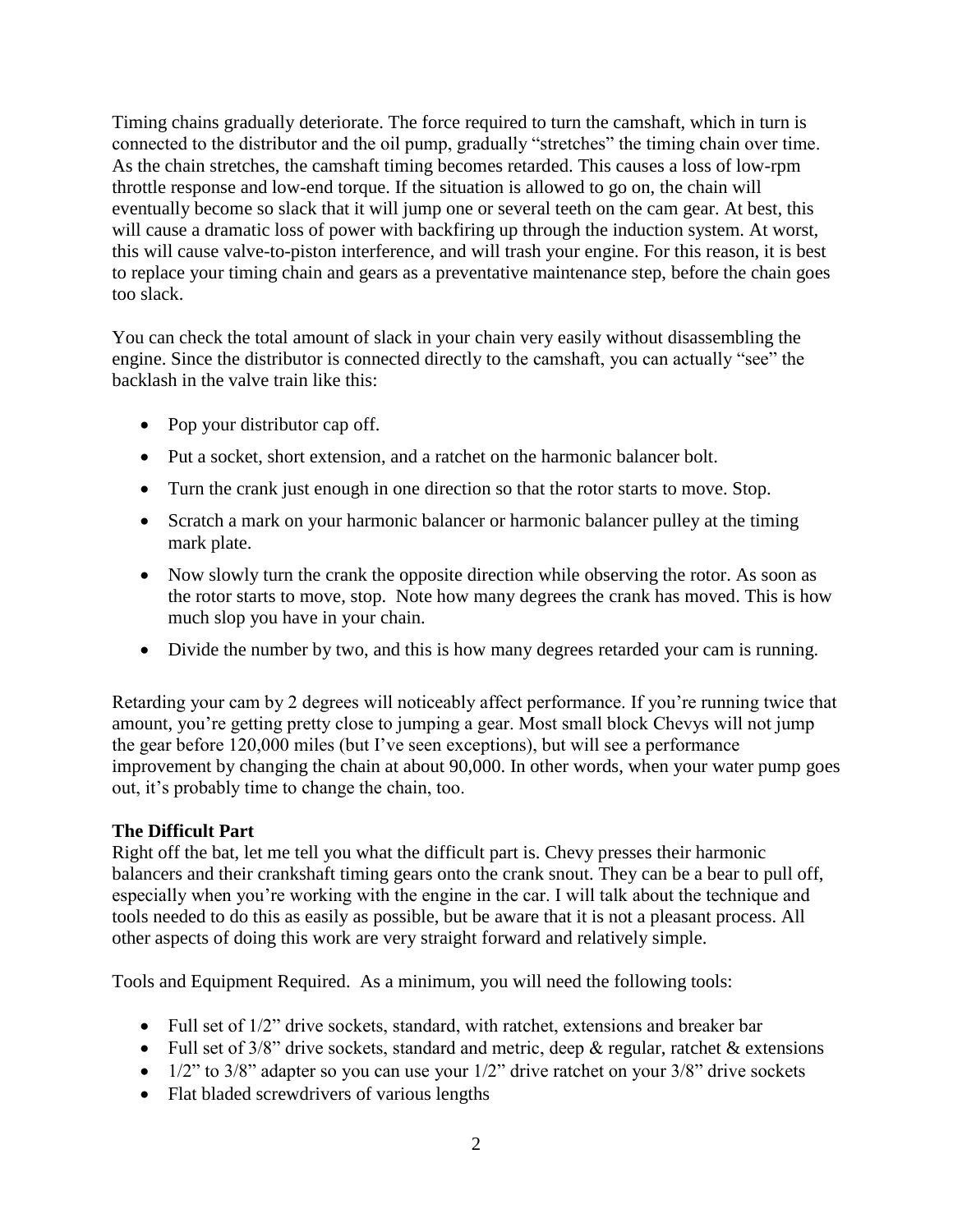Timing chains gradually deteriorate. The force required to turn the camshaft, which in turn is connected to the distributor and the oil pump, gradually "stretches" the timing chain over time. As the chain stretches, the camshaft timing becomes retarded. This causes a loss of low-rpm throttle response and low-end torque. If the situation is allowed to go on, the chain will eventually become so slack that it will jump one or several teeth on the cam gear. At best, this will cause a dramatic loss of power with backfiring up through the induction system. At worst, this will cause valve-to-piston interference, and will trash your engine. For this reason, it is best to replace your timing chain and gears as a preventative maintenance step, before the chain goes too slack.

You can check the total amount of slack in your chain very easily without disassembling the engine. Since the distributor is connected directly to the camshaft, you can actually "see" the backlash in the valve train like this:

- Pop your distributor cap off.
- Put a socket, short extension, and a ratchet on the harmonic balancer bolt.
- Turn the crank just enough in one direction so that the rotor starts to move. Stop.
- Scratch a mark on your harmonic balancer or harmonic balancer pulley at the timing mark plate.
- Now slowly turn the crank the opposite direction while observing the rotor. As soon as the rotor starts to move, stop. Note how many degrees the crank has moved. This is how much slop you have in your chain.
- Divide the number by two, and this is how many degrees retarded your cam is running.

Retarding your cam by 2 degrees will noticeably affect performance. If you're running twice that amount, you're getting pretty close to jumping a gear. Most small block Chevys will not jump the gear before 120,000 miles (but I've seen exceptions), but will see a performance improvement by changing the chain at about 90,000. In other words, when your water pump goes out, it's probably time to change the chain, too.

**The Difficult Part**

Right off the bat, let me tell you what the difficult part is. Chevy presses their harmonic balancers and their crankshaft timing gears onto the crank snout. They can be a bear to pull off, especially when you're working with the engine in the car. I will talk about the technique and tools needed to do this as easily as possible, but be aware that it is not a pleasant process. All other aspects of doing this work are very straight forward and relatively simple.

Tools and Equipment Required. As a minimum, you will need the following tools:

- Full set of 1/2" drive sockets, standard, with ratchet, extensions and breaker bar
- Full set of 3/8" drive sockets, standard and metric, deep & regular, ratchet & extensions
- 1/2" to 3/8" adapter so you can use your 1/2" drive ratchet on your 3/8" drive sockets
- Flat bladed screwdrivers of various lengths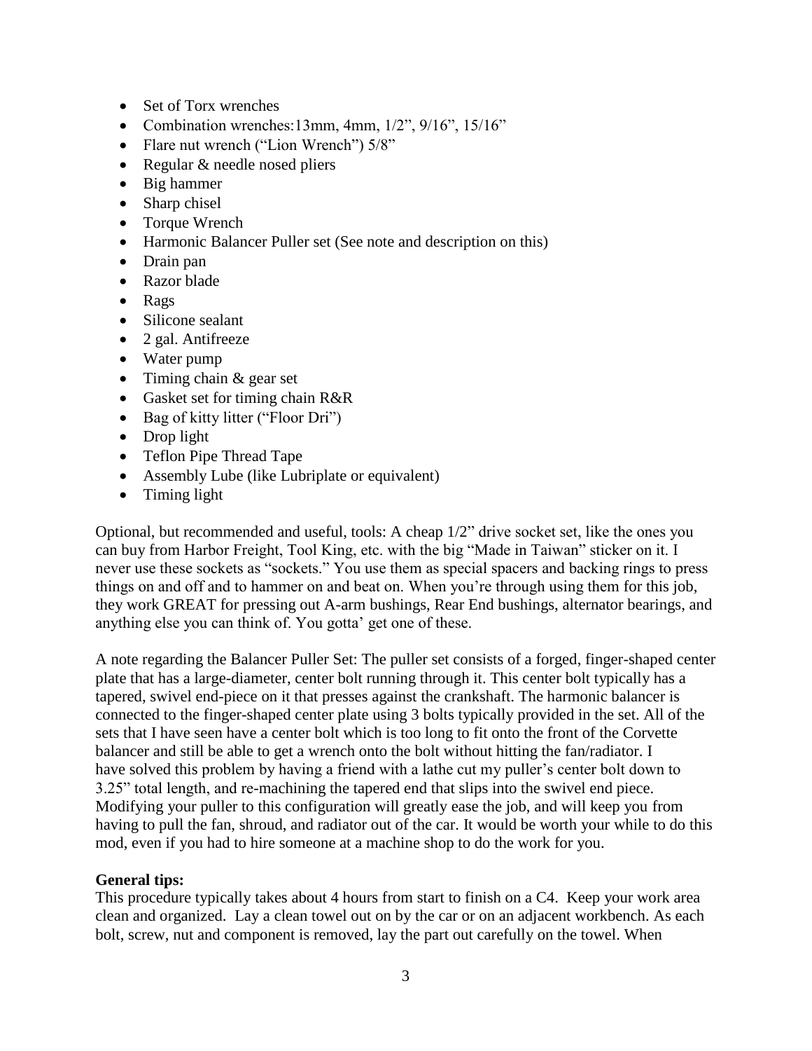- Set of Torx wrenches
- Combination wrenches:13mm, 4mm, 1/2”, 9/16”, 15/16”
- Flare nut wrench (“Lion Wrench”) 5/8”
- Regular & needle nosed pliers
- Big hammer
- Sharp chisel
- Torque Wrench
- Harmonic Balancer Puller set (See note and description on this)
- Drain pan
- Razor blade
- Rags
- Silicone sealant
- 2 gal. Antifreeze
- Water pump
- Timing chain & gear set
- Gasket set for timing chain R&R
- Bag of kitty litter (“Floor Dri”)
- Drop light
- Teflon Pipe Thread Tape
- Assembly Lube (like Lubriplate or equivalent)
- Timing light

Optional, but recommended and useful, tools: A cheap 1/2” drive socket set, like the ones you can buy from Harbor Freight, Tool King, etc. with the big “Made in Taiwan” sticker on it. I never use these sockets as “sockets.” You use them as special spacers and backing rings to press things on and off and to hammer on and beat on. When you’re through using them for this job, they work GREAT for pressing out A-arm bushings, Rear End bushings, alternator bearings, and anything else you can think of. You gotta’ get one of these.

A note regarding the Balancer Puller Set: The puller set consists of a forged, finger-shaped center plate that has a large-diameter, center bolt running through it. This center bolt typically has a tapered, swivel end-piece on it that presses against the crankshaft. The harmonic balancer is connected to the finger-shaped center plate using 3 bolts typically provided in the set. All of the sets that I have seen have a center bolt which is too long to fit onto the front of the Corvette balancer and still be able to get a wrench onto the bolt without hitting the fan/radiator. I have solved this problem by having a friend with a lathe cut my puller’s center bolt down to 3.25” total length, and re-machining the tapered end that slips into the swivel end piece. Modifying your puller to this configuration will greatly ease the job, and will keep you from having to pull the fan, shroud, and radiator out of the car. It would be worth your while to do this mod, even if you had to hire someone at a machine shop to do the work for you.

**General tips:**
This procedure typically takes about 4 hours from start to finish on a C4. Keep your work area clean and organized. Lay a clean towel out on by the car or on an adjacent workbench. As each bolt, screw, nut and component is removed, lay the part out carefully on the towel. When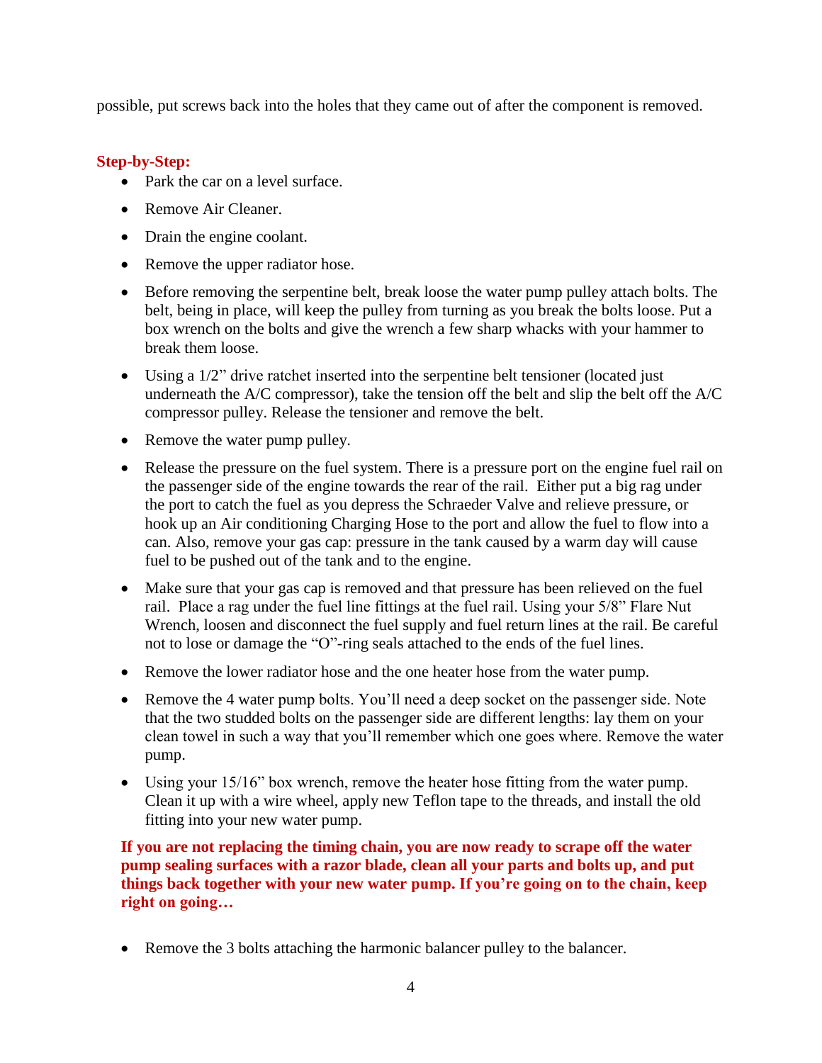possible, put screws back into the holes that they came out of after the component is removed.

**Step-by-Step:**

- Park the car on a level surface.
- Remove Air Cleaner.
- Drain the engine coolant.
- Remove the upper radiator hose.
- Before removing the serpentine belt, break loose the water pump pulley attach bolts. The belt, being in place, will keep the pulley from turning as you break the bolts loose. Put a box wrench on the bolts and give the wrench a few sharp whacks with your hammer to break them loose.
- Using a 1/2" drive ratchet inserted into the serpentine belt tensioner (located just underneath the A/C compressor), take the tension off the belt and slip the belt off the A/C compressor pulley. Release the tensioner and remove the belt.
- Remove the water pump pulley.
- Release the pressure on the fuel system. There is a pressure port on the engine fuel rail on the passenger side of the engine towards the rear of the rail. Either put a big rag under the port to catch the fuel as you depress the Schraeder Valve and relieve pressure, or hook up an Air conditioning Charging Hose to the port and allow the fuel to flow into a can. Also, remove your gas cap: pressure in the tank caused by a warm day will cause fuel to be pushed out of the tank and to the engine.
- Make sure that your gas cap is removed and that pressure has been relieved on the fuel rail. Place a rag under the fuel line fittings at the fuel rail. Using your 5/8" Flare Nut Wrench, loosen and disconnect the fuel supply and fuel return lines at the rail. Be careful not to lose or damage the "O"-ring seals attached to the ends of the fuel lines.
- Remove the lower radiator hose and the one heater hose from the water pump.
- Remove the 4 water pump bolts. You'll need a deep socket on the passenger side. Note that the two studded bolts on the passenger side are different lengths: lay them on your clean towel in such a way that you'll remember which one goes where. Remove the water pump.
- Using your 15/16" box wrench, remove the heater hose fitting from the water pump. Clean it up with a wire wheel, apply new Teflon tape to the threads, and install the old fitting into your new water pump.

**If you are not replacing the timing chain, you are now ready to scrape off the water pump sealing surfaces with a razor blade, clean all your parts and bolts up, and put things back together with your new water pump. If you're going on to the chain, keep right on going…**

- Remove the 3 bolts attaching the harmonic balancer pulley to the balancer.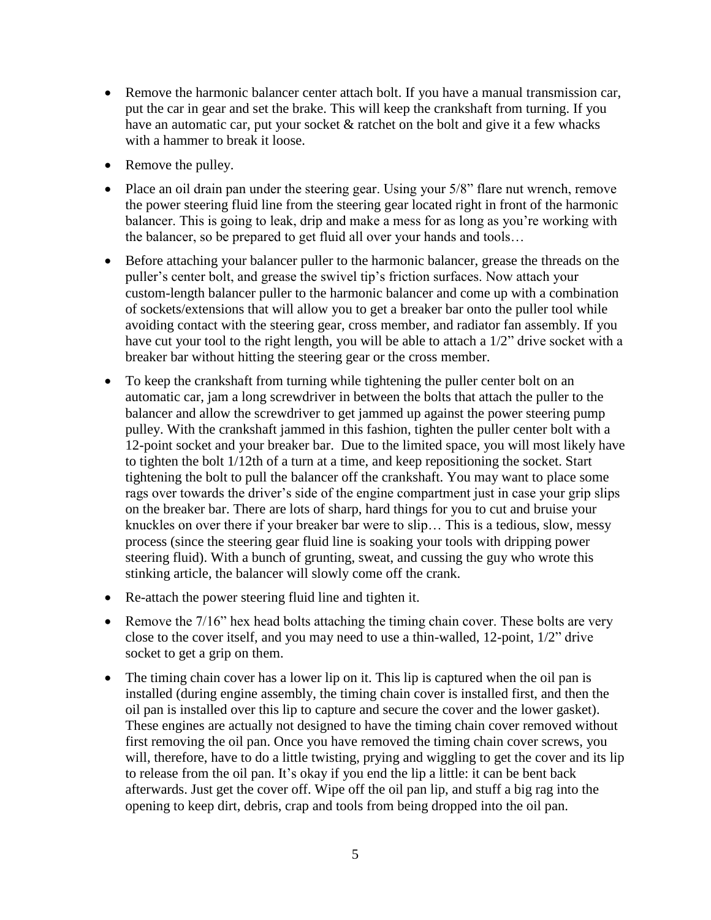- Remove the harmonic balancer center attach bolt. If you have a manual transmission car, put the car in gear and set the brake. This will keep the crankshaft from turning. If you have an automatic car, put your socket & ratchet on the bolt and give it a few whacks with a hammer to break it loose.
- Remove the pulley.
- Place an oil drain pan under the steering gear. Using your 5/8" flare nut wrench, remove the power steering fluid line from the steering gear located right in front of the harmonic balancer. This is going to leak, drip and make a mess for as long as you're working with the balancer, so be prepared to get fluid all over your hands and tools…
- Before attaching your balancer puller to the harmonic balancer, grease the threads on the puller's center bolt, and grease the swivel tip's friction surfaces. Now attach your custom-length balancer puller to the harmonic balancer and come up with a combination of sockets/extensions that will allow you to get a breaker bar onto the puller tool while avoiding contact with the steering gear, cross member, and radiator fan assembly. If you have cut your tool to the right length, you will be able to attach a 1/2" drive socket with a breaker bar without hitting the steering gear or the cross member.
- To keep the crankshaft from turning while tightening the puller center bolt on an automatic car, jam a long screwdriver in between the bolts that attach the puller to the balancer and allow the screwdriver to get jammed up against the power steering pump pulley. With the crankshaft jammed in this fashion, tighten the puller center bolt with a 12-point socket and your breaker bar. Due to the limited space, you will most likely have to tighten the bolt 1/12th of a turn at a time, and keep repositioning the socket. Start tightening the bolt to pull the balancer off the crankshaft. You may want to place some rags over towards the driver's side of the engine compartment just in case your grip slips on the breaker bar. There are lots of sharp, hard things for you to cut and bruise your knuckles on over there if your breaker bar were to slip… This is a tedious, slow, messy process (since the steering gear fluid line is soaking your tools with dripping power steering fluid). With a bunch of grunting, sweat, and cussing the guy who wrote this stinking article, the balancer will slowly come off the crank.
- Re-attach the power steering fluid line and tighten it.
- Remove the 7/16" hex head bolts attaching the timing chain cover. These bolts are very close to the cover itself, and you may need to use a thin-walled, 12-point, 1/2" drive socket to get a grip on them.
- The timing chain cover has a lower lip on it. This lip is captured when the oil pan is installed (during engine assembly, the timing chain cover is installed first, and then the oil pan is installed over this lip to capture and secure the cover and the lower gasket). These engines are actually not designed to have the timing chain cover removed without first removing the oil pan. Once you have removed the timing chain cover screws, you will, therefore, have to do a little twisting, prying and wiggling to get the cover and its lip to release from the oil pan. It's okay if you end the lip a little: it can be bent back afterwards. Just get the cover off. Wipe off the oil pan lip, and stuff a big rag into the opening to keep dirt, debris, crap and tools from being dropped into the oil pan.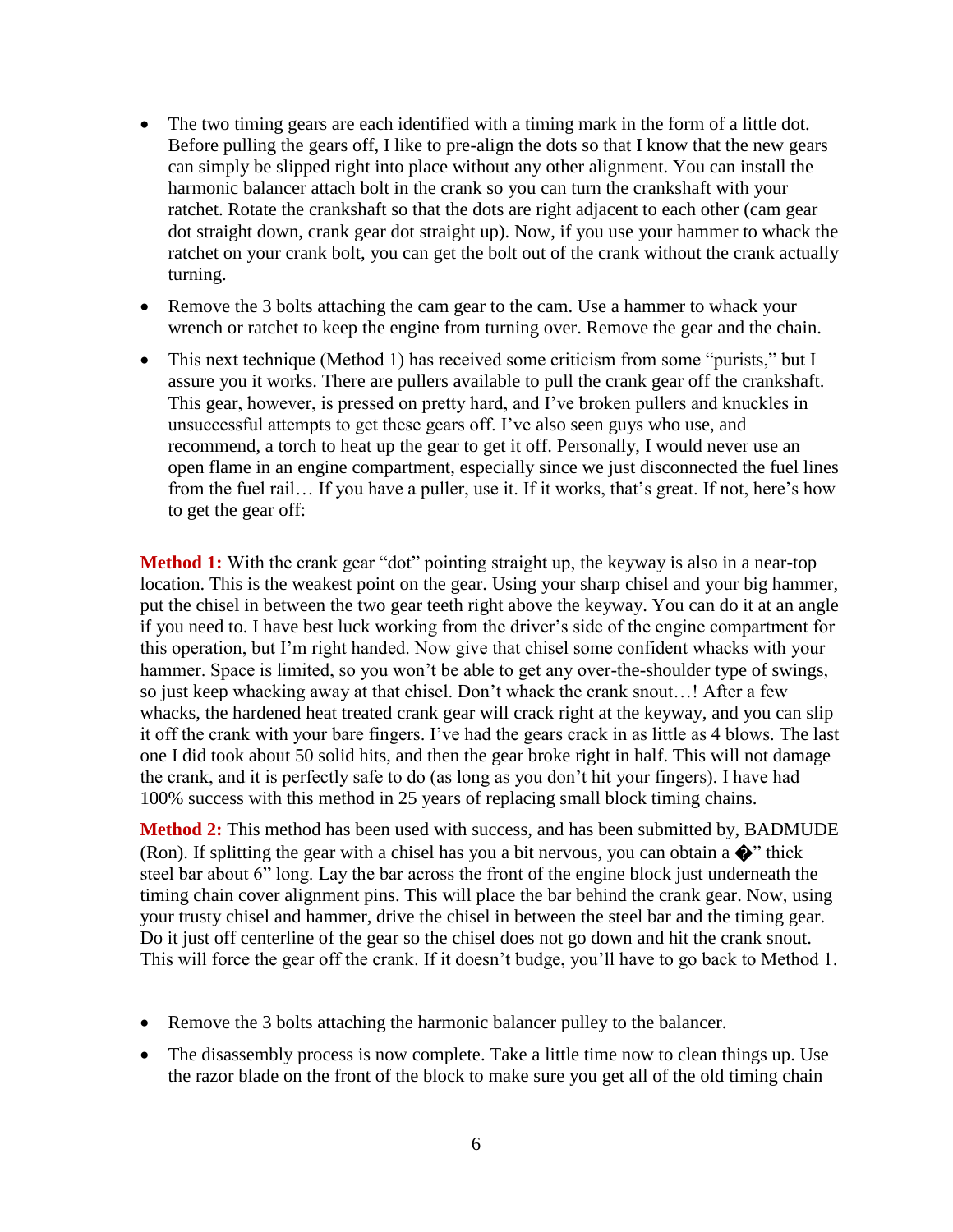- The two timing gears are each identified with a timing mark in the form of a little dot. Before pulling the gears off, I like to pre-align the dots so that I know that the new gears can simply be slipped right into place without any other alignment. You can install the harmonic balancer attach bolt in the crank so you can turn the crankshaft with your ratchet. Rotate the crankshaft so that the dots are right adjacent to each other (cam gear dot straight down, crank gear dot straight up). Now, if you use your hammer to whack the ratchet on your crank bolt, you can get the bolt out of the crank without the crank actually turning.
- Remove the 3 bolts attaching the cam gear to the cam. Use a hammer to whack your wrench or ratchet to keep the engine from turning over. Remove the gear and the chain.
- This next technique (Method 1) has received some criticism from some "purists," but I assure you it works. There are pullers available to pull the crank gear off the crankshaft. This gear, however, is pressed on pretty hard, and I've broken pullers and knuckles in unsuccessful attempts to get these gears off. I've also seen guys who use, and recommend, a torch to heat up the gear to get it off. Personally, I would never use an open flame in an engine compartment, especially since we just disconnected the fuel lines from the fuel rail… If you have a puller, use it. If it works, that's great. If not, here's how to get the gear off:

**Method 1:** With the crank gear "dot" pointing straight up, the keyway is also in a near-top location. This is the weakest point on the gear. Using your sharp chisel and your big hammer, put the chisel in between the two gear teeth right above the keyway. You can do it at an angle if you need to. I have best luck working from the driver's side of the engine compartment for this operation, but I'm right handed. Now give that chisel some confident whacks with your hammer. Space is limited, so you won't be able to get any over-the-shoulder type of swings, so just keep whacking away at that chisel. Don't whack the crank snout…! After a few whacks, the hardened heat treated crank gear will crack right at the keyway, and you can slip it off the crank with your bare fingers. I've had the gears crack in as little as 4 blows. The last one I did took about 50 solid hits, and then the gear broke right in half. This will not damage the crank, and it is perfectly safe to do (as long as you don't hit your fingers). I have had 100% success with this method in 25 years of replacing small block timing chains.

**Method 2:** This method has been used with success, and has been submitted by, BADMUDE (Ron). If splitting the gear with a chisel has you a bit nervous, you can obtain a �" thick steel bar about 6" long. Lay the bar across the front of the engine block just underneath the timing chain cover alignment pins. This will place the bar behind the crank gear. Now, using your trusty chisel and hammer, drive the chisel in between the steel bar and the timing gear. Do it just off centerline of the gear so the chisel does not go down and hit the crank snout. This will force the gear off the crank. If it doesn't budge, you'll have to go back to Method 1.

- Remove the 3 bolts attaching the harmonic balancer pulley to the balancer.
- The disassembly process is now complete. Take a little time now to clean things up. Use the razor blade on the front of the block to make sure you get all of the old timing chain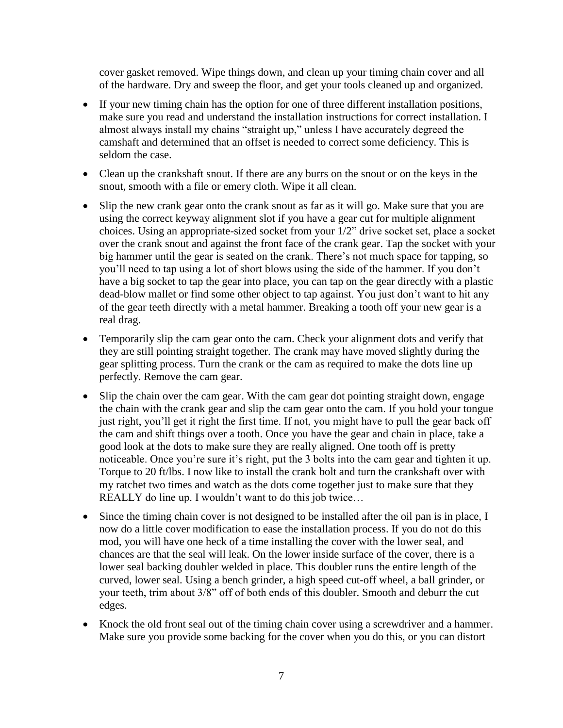cover gasket removed. Wipe things down, and clean up your timing chain cover and all of the hardware. Dry and sweep the floor, and get your tools cleaned up and organized.

- If your new timing chain has the option for one of three different installation positions, make sure you read and understand the installation instructions for correct installation. I almost always install my chains "straight up," unless I have accurately degreed the camshaft and determined that an offset is needed to correct some deficiency. This is seldom the case.
- Clean up the crankshaft snout. If there are any burrs on the snout or on the keys in the snout, smooth with a file or emery cloth. Wipe it all clean.
- Slip the new crank gear onto the crank snout as far as it will go. Make sure that you are using the correct keyway alignment slot if you have a gear cut for multiple alignment choices. Using an appropriate-sized socket from your 1/2" drive socket set, place a socket over the crank snout and against the front face of the crank gear. Tap the socket with your big hammer until the gear is seated on the crank. There's not much space for tapping, so you'll need to tap using a lot of short blows using the side of the hammer. If you don't have a big socket to tap the gear into place, you can tap on the gear directly with a plastic dead-blow mallet or find some other object to tap against. You just don't want to hit any of the gear teeth directly with a metal hammer. Breaking a tooth off your new gear is a real drag.
- Temporarily slip the cam gear onto the cam. Check your alignment dots and verify that they are still pointing straight together. The crank may have moved slightly during the gear splitting process. Turn the crank or the cam as required to make the dots line up perfectly. Remove the cam gear.
- Slip the chain over the cam gear. With the cam gear dot pointing straight down, engage the chain with the crank gear and slip the cam gear onto the cam. If you hold your tongue just right, you'll get it right the first time. If not, you might have to pull the gear back off the cam and shift things over a tooth. Once you have the gear and chain in place, take a good look at the dots to make sure they are really aligned. One tooth off is pretty noticeable. Once you're sure it's right, put the 3 bolts into the cam gear and tighten it up. Torque to 20 ft/lbs. I now like to install the crank bolt and turn the crankshaft over with my ratchet two times and watch as the dots come together just to make sure that they REALLY do line up. I wouldn't want to do this job twice…
- Since the timing chain cover is not designed to be installed after the oil pan is in place, I now do a little cover modification to ease the installation process. If you do not do this mod, you will have one heck of a time installing the cover with the lower seal, and chances are that the seal will leak. On the lower inside surface of the cover, there is a lower seal backing doubler welded in place. This doubler runs the entire length of the curved, lower seal. Using a bench grinder, a high speed cut-off wheel, a ball grinder, or your teeth, trim about 3/8" off of both ends of this doubler. Smooth and deburr the cut edges.
- Knock the old front seal out of the timing chain cover using a screwdriver and a hammer. Make sure you provide some backing for the cover when you do this, or you can distort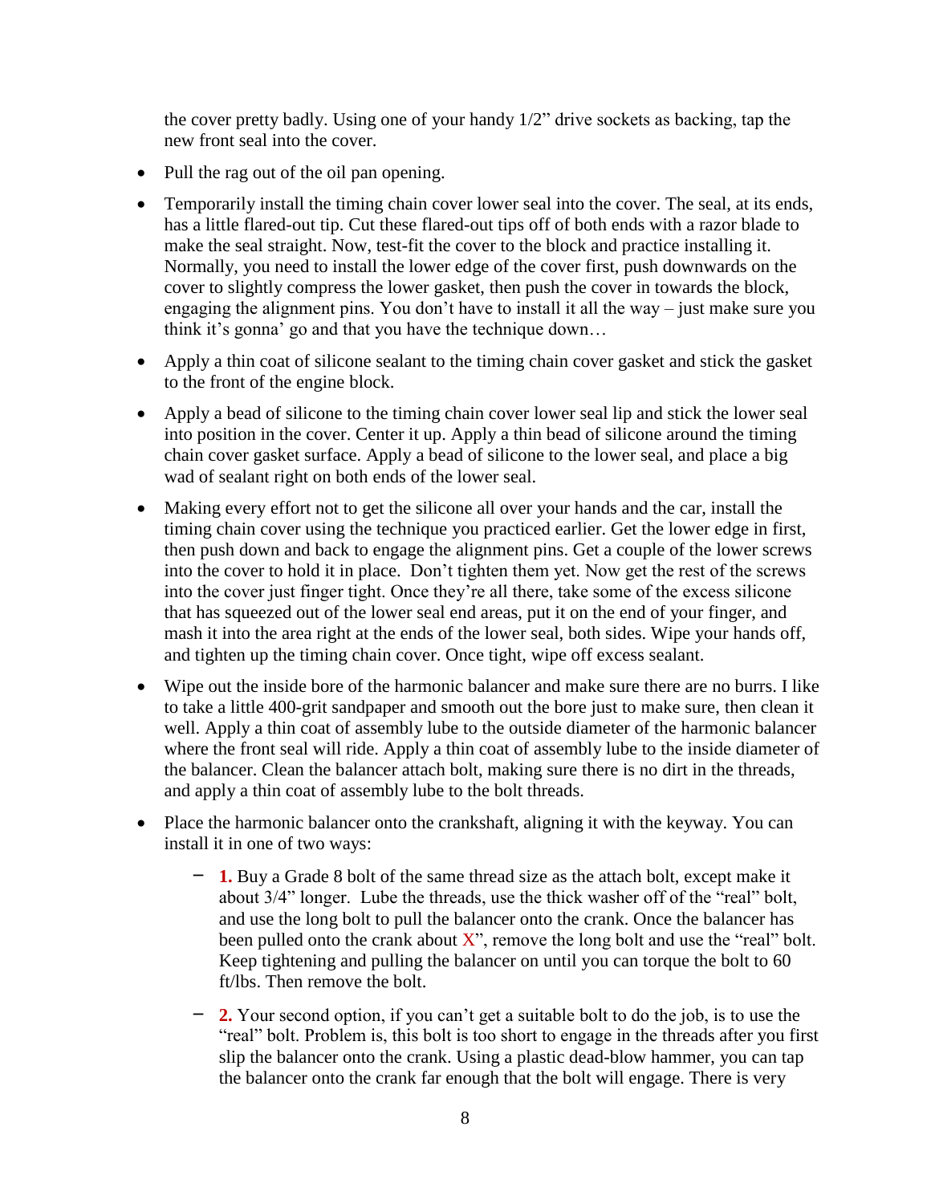the cover pretty badly. Using one of your handy 1/2" drive sockets as backing, tap the new front seal into the cover.

- Pull the rag out of the oil pan opening.
- Temporarily install the timing chain cover lower seal into the cover. The seal, at its ends, has a little flared-out tip. Cut these flared-out tips off of both ends with a razor blade to make the seal straight. Now, test-fit the cover to the block and practice installing it. Normally, you need to install the lower edge of the cover first, push downwards on the cover to slightly compress the lower gasket, then push the cover in towards the block, engaging the alignment pins. You don't have to install it all the way – just make sure you think it's gonna' go and that you have the technique down…
- Apply a thin coat of silicone sealant to the timing chain cover gasket and stick the gasket to the front of the engine block.
- Apply a bead of silicone to the timing chain cover lower seal lip and stick the lower seal into position in the cover. Center it up. Apply a thin bead of silicone around the timing chain cover gasket surface. Apply a bead of silicone to the lower seal, and place a big wad of sealant right on both ends of the lower seal.
- Making every effort not to get the silicone all over your hands and the car, install the timing chain cover using the technique you practiced earlier. Get the lower edge in first, then push down and back to engage the alignment pins. Get a couple of the lower screws into the cover to hold it in place. Don't tighten them yet. Now get the rest of the screws into the cover just finger tight. Once they're all there, take some of the excess silicone that has squeezed out of the lower seal end areas, put it on the end of your finger, and mash it into the area right at the ends of the lower seal, both sides. Wipe your hands off, and tighten up the timing chain cover. Once tight, wipe off excess sealant.
- Wipe out the inside bore of the harmonic balancer and make sure there are no burrs. I like to take a little 400-grit sandpaper and smooth out the bore just to make sure, then clean it well. Apply a thin coat of assembly lube to the outside diameter of the harmonic balancer where the front seal will ride. Apply a thin coat of assembly lube to the inside diameter of the balancer. Clean the balancer attach bolt, making sure there is no dirt in the threads, and apply a thin coat of assembly lube to the bolt threads.
- Place the harmonic balancer onto the crankshaft, aligning it with the keyway. You can install it in one of two ways:
    - **1.** Buy a Grade 8 bolt of the same thread size as the attach bolt, except make it about 3/4" longer. Lube the threads, use the thick washer off of the "real" bolt, and use the long bolt to pull the balancer onto the crank. Once the balancer has been pulled onto the crank about X", remove the long bolt and use the "real" bolt. Keep tightening and pulling the balancer on until you can torque the bolt to 60 ft/lbs. Then remove the bolt.
    - **2.** Your second option, if you can't get a suitable bolt to do the job, is to use the "real" bolt. Problem is, this bolt is too short to engage in the threads after you first slip the balancer onto the crank. Using a plastic dead-blow hammer, you can tap the balancer onto the crank far enough that the bolt will engage. There is very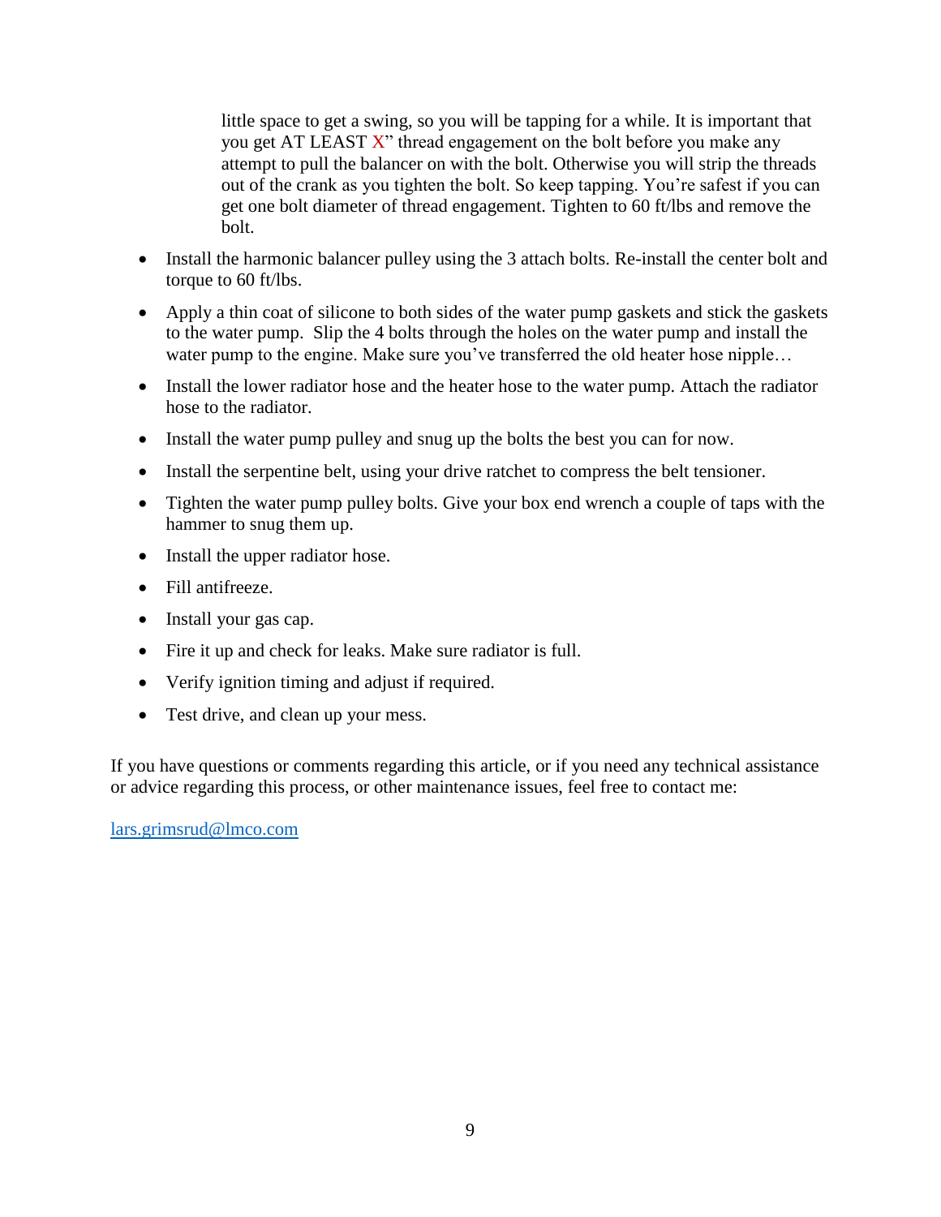little space to get a swing, so you will be tapping for a while. It is important that you get AT LEAST X" thread engagement on the bolt before you make any attempt to pull the balancer on with the bolt. Otherwise you will strip the threads out of the crank as you tighten the bolt. So keep tapping. You're safest if you can get one bolt diameter of thread engagement. Tighten to 60 ft/lbs and remove the bolt.

- Install the harmonic balancer pulley using the 3 attach bolts. Re-install the center bolt and torque to 60 ft/lbs.
- Apply a thin coat of silicone to both sides of the water pump gaskets and stick the gaskets to the water pump. Slip the 4 bolts through the holes on the water pump and install the water pump to the engine. Make sure you've transferred the old heater hose nipple…
- Install the lower radiator hose and the heater hose to the water pump. Attach the radiator hose to the radiator.
- Install the water pump pulley and snug up the bolts the best you can for now.
- Install the serpentine belt, using your drive ratchet to compress the belt tensioner.
- Tighten the water pump pulley bolts. Give your box end wrench a couple of taps with the hammer to snug them up.
- Install the upper radiator hose.
- Fill antifreeze.
- Install your gas cap.
- Fire it up and check for leaks. Make sure radiator is full.
- Verify ignition timing and adjust if required.
- Test drive, and clean up your mess.

If you have questions or comments regarding this article, or if you need any technical assistance or advice regarding this process, or other maintenance issues, feel free to contact me:

lars.grimsrud@lmco.com